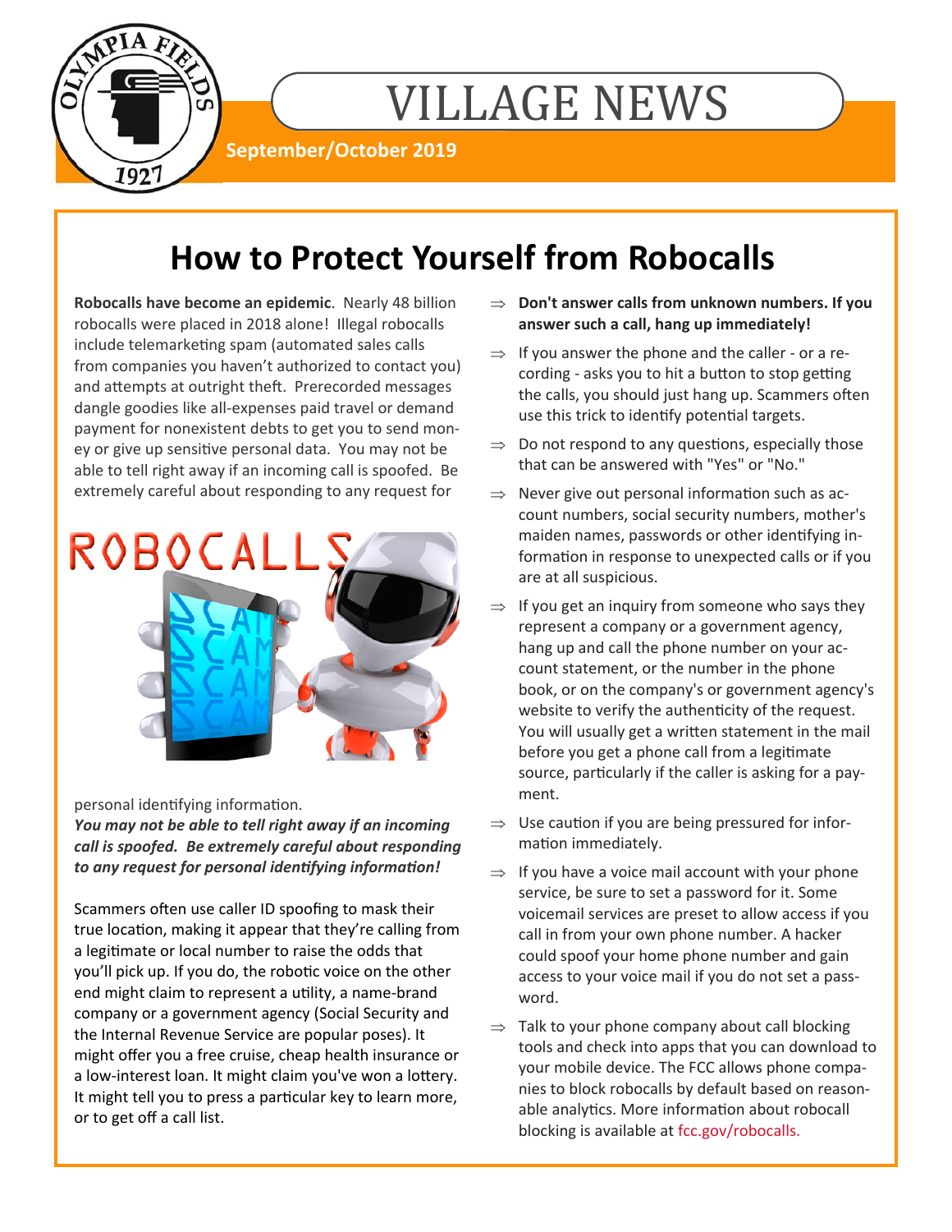# VILLAGE NEWS

**September/October 2019**

## How to Protect Yourself from Robocalls

**Robocalls have become an epidemic**. Nearly 48 billion robocalls were placed in 2018 alone! Illegal robocalls include telemarketing spam (automated sales calls from companies you haven't authorized to contact you) and attempts at outright theft. Prerecorded messages dangle goodies like all-expenses paid travel or demand payment for nonexistent debts to get you to send money or give up sensitive personal data. You may not be able to tell right away if an incoming call is spoofed. Be extremely careful about responding to any request for personal identifying information.

***You may not be able to tell right away if an incoming call is spoofed. Be extremely careful about responding to any request for personal identifying information!***

Scammers often use caller ID spoofing to mask their true location, making it appear that they're calling from a legitimate or local number to raise the odds that you'll pick up. If you do, the robotic voice on the other end might claim to represent a utility, a name-brand company or a government agency (Social Security and the Internal Revenue Service are popular poses). It might offer you a free cruise, cheap health insurance or a low-interest loan. It might claim you've won a lottery. It might tell you to press a particular key to learn more, or to get off a call list.

- **Don't answer calls from unknown numbers. If you answer such a call, hang up immediately!**
- If you answer the phone and the caller - or a recording - asks you to hit a button to stop getting the calls, you should just hang up. Scammers often use this trick to identify potential targets.
- Do not respond to any questions, especially those that can be answered with "Yes" or "No."
- Never give out personal information such as account numbers, social security numbers, mother's maiden names, passwords or other identifying information in response to unexpected calls or if you are at all suspicious.
- If you get an inquiry from someone who says they represent a company or a government agency, hang up and call the phone number on your account statement, or the number in the phone book, or on the company's or government agency's website to verify the authenticity of the request. You will usually get a written statement in the mail before you get a phone call from a legitimate source, particularly if the caller is asking for a payment.
- Use caution if you are being pressured for information immediately.
- If you have a voice mail account with your phone service, be sure to set a password for it. Some voicemail services are preset to allow access if you call in from your own phone number. A hacker could spoof your home phone number and gain access to your voice mail if you do not set a password.
- Talk to your phone company about call blocking tools and check into apps that you can download to your mobile device. The FCC allows phone companies to block robocalls by default based on reasonable analytics. More information about robocall blocking is available at fcc.gov/robocalls.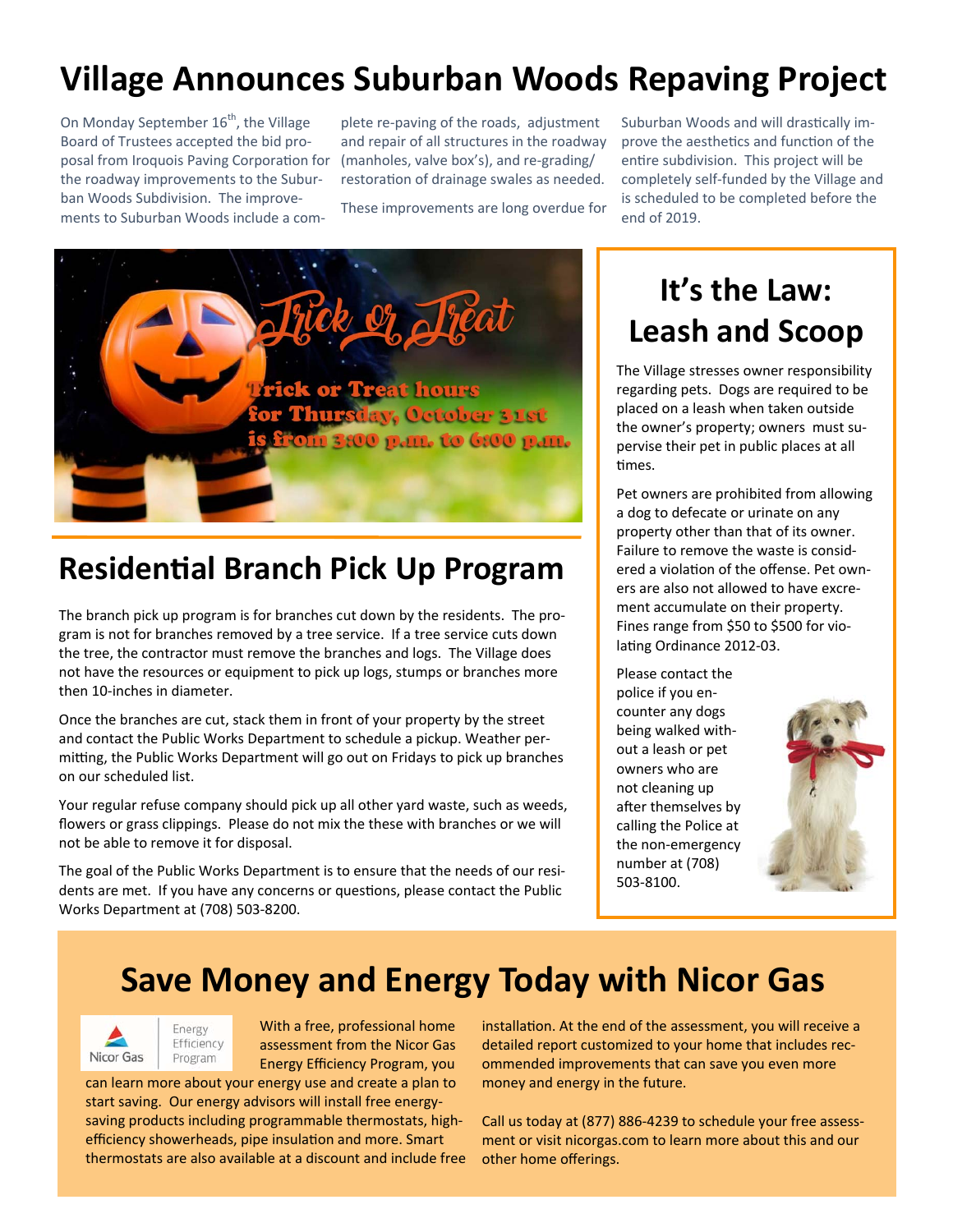# Village Announces Suburban Woods Repaving Project

On Monday September 16th, the Village Board of Trustees accepted the bid proposal from Iroquois Paving Corporation for the roadway improvements to the Suburban Woods Subdivision. The improvements to Suburban Woods include a complete re-paving of the roads, adjustment and repair of all structures in the roadway (manholes, valve box's), and re-grading/restoration of drainage swales as needed.

These improvements are long overdue for Suburban Woods and will drastically improve the aesthetics and function of the entire subdivision. This project will be completely self-funded by the Village and is scheduled to be completed before the end of 2019.

Trick or Treat

Trick or Treat hours for Thursday, October 31st is from 3:00 p.m. to 6:00 p.m.

## Residential Branch Pick Up Program

The branch pick up program is for branches cut down by the residents. The program is not for branches removed by a tree service. If a tree service cuts down the tree, the contractor must remove the branches and logs. The Village does not have the resources or equipment to pick up logs, stumps or branches more then 10-inches in diameter.

Once the branches are cut, stack them in front of your property by the street and contact the Public Works Department to schedule a pickup. Weather permitting, the Public Works Department will go out on Fridays to pick up branches on our scheduled list.

Your regular refuse company should pick up all other yard waste, such as weeds, flowers or grass clippings. Please do not mix the these with branches or we will not be able to remove it for disposal.

The goal of the Public Works Department is to ensure that the needs of our residents are met. If you have any concerns or questions, please contact the Public Works Department at (708) 503-8200.

## It's the Law: Leash and Scoop

The Village stresses owner responsibility regarding pets. Dogs are required to be placed on a leash when taken outside the owner's property; owners must supervise their pet in public places at all times.

Pet owners are prohibited from allowing a dog to defecate or urinate on any property other than that of its owner. Failure to remove the waste is considered a violation of the offense. Pet owners are also not allowed to have excrement accumulate on their property. Fines range from $50 to $500 for violating Ordinance 2012-03.

Please contact the police if you encounter any dogs being walked without a leash or pet owners who are not cleaning up after themselves by calling the Police at the non-emergency number at (708) 503-8100.

## Save Money and Energy Today with Nicor Gas

Nicor Gas | Energy Efficiency Program

With a free, professional home assessment from the Nicor Gas Energy Efficiency Program, you can learn more about your energy use and create a plan to start saving. Our energy advisors will install free energy-saving products including programmable thermostats, high-efficiency showerheads, pipe insulation and more. Smart thermostats are also available at a discount and include free installation. At the end of the assessment, you will receive a detailed report customized to your home that includes recommended improvements that can save you even more money and energy in the future.

Call us today at (877) 886-4239 to schedule your free assessment or visit nicorgas.com to learn more about this and our other home offerings.